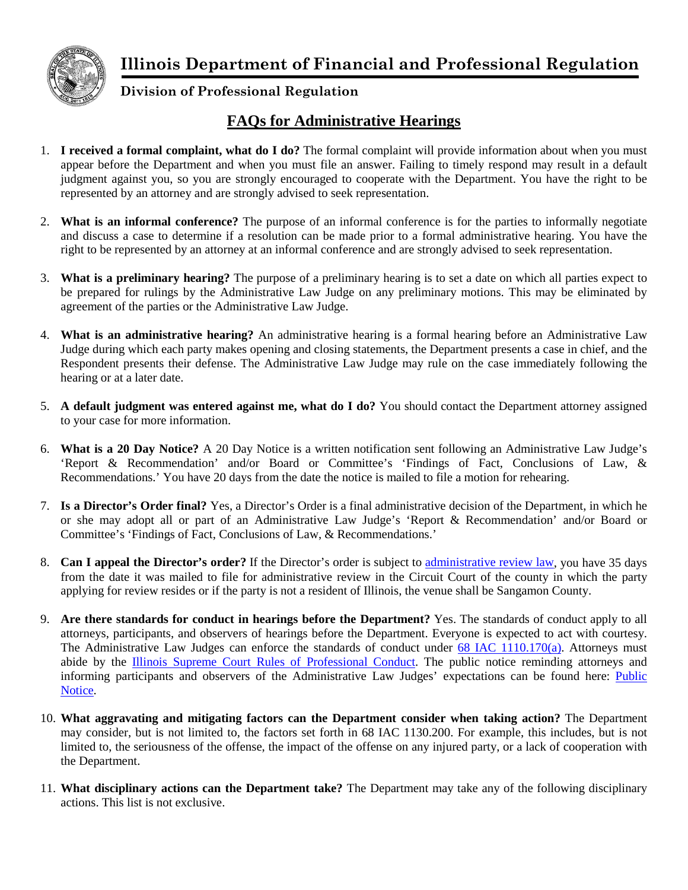# Illinois Department of Financial and Professional Regulation

**Division of Professional Regulation**

## FAQs for Administrative Hearings

1. **I received a formal complaint, what do I do?** The formal complaint will provide information about when you must appear before the Department and when you must file an answer. Failing to timely respond may result in a default judgment against you, so you are strongly encouraged to cooperate with the Department. You have the right to be represented by an attorney and are strongly advised to seek representation.

2. **What is an informal conference?** The purpose of an informal conference is for the parties to informally negotiate and discuss a case to determine if a resolution can be made prior to a formal administrative hearing. You have the right to be represented by an attorney at an informal conference and are strongly advised to seek representation.

3. **What is a preliminary hearing?** The purpose of a preliminary hearing is to set a date on which all parties expect to be prepared for rulings by the Administrative Law Judge on any preliminary motions. This may be eliminated by agreement of the parties or the Administrative Law Judge.

4. **What is an administrative hearing?** An administrative hearing is a formal hearing before an Administrative Law Judge during which each party makes opening and closing statements, the Department presents a case in chief, and the Respondent presents their defense. The Administrative Law Judge may rule on the case immediately following the hearing or at a later date.

5. **A default judgment was entered against me, what do I do?** You should contact the Department attorney assigned to your case for more information.

6. **What is a 20 Day Notice?** A 20 Day Notice is a written notification sent following an Administrative Law Judge's 'Report & Recommendation' and/or Board or Committee's 'Findings of Fact, Conclusions of Law, & Recommendations.' You have 20 days from the date the notice is mailed to file a motion for rehearing.

7. **Is a Director's Order final?** Yes, a Director's Order is a final administrative decision of the Department, in which he or she may adopt all or part of an Administrative Law Judge's 'Report & Recommendation' and/or Board or Committee's 'Findings of Fact, Conclusions of Law, & Recommendations.'

8. **Can I appeal the Director's order?** If the Director's order is subject to administrative review law, you have 35 days from the date it was mailed to file for administrative review in the Circuit Court of the county in which the party applying for review resides or if the party is not a resident of Illinois, the venue shall be Sangamon County.

9. **Are there standards for conduct in hearings before the Department?** Yes. The standards of conduct apply to all attorneys, participants, and observers of hearings before the Department. Everyone is expected to act with courtesy. The Administrative Law Judges can enforce the standards of conduct under 68 IAC 1110.170(a). Attorneys must abide by the Illinois Supreme Court Rules of Professional Conduct. The public notice reminding attorneys and informing participants and observers of the Administrative Law Judges' expectations can be found here: Public Notice.

10. **What aggravating and mitigating factors can the Department consider when taking action?** The Department may consider, but is not limited to, the factors set forth in 68 IAC 1130.200. For example, this includes, but is not limited to, the seriousness of the offense, the impact of the offense on any injured party, or a lack of cooperation with the Department.

11. **What disciplinary actions can the Department take?** The Department may take any of the following disciplinary actions. This list is not exclusive.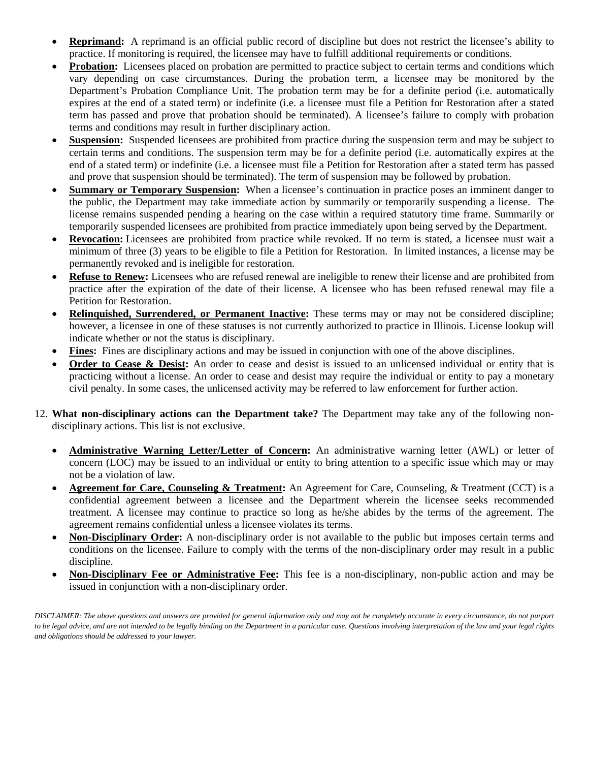- **Reprimand:** A reprimand is an official public record of discipline but does not restrict the licensee's ability to practice. If monitoring is required, the licensee may have to fulfill additional requirements or conditions.
- **Probation:** Licensees placed on probation are permitted to practice subject to certain terms and conditions which vary depending on case circumstances. During the probation term, a licensee may be monitored by the Department's Probation Compliance Unit. The probation term may be for a definite period (i.e. automatically expires at the end of a stated term) or indefinite (i.e. a licensee must file a Petition for Restoration after a stated term has passed and prove that probation should be terminated). A licensee's failure to comply with probation terms and conditions may result in further disciplinary action.
- **Suspension:** Suspended licensees are prohibited from practice during the suspension term and may be subject to certain terms and conditions. The suspension term may be for a definite period (i.e. automatically expires at the end of a stated term) or indefinite (i.e. a licensee must file a Petition for Restoration after a stated term has passed and prove that suspension should be terminated). The term of suspension may be followed by probation.
- **Summary or Temporary Suspension:** When a licensee's continuation in practice poses an imminent danger to the public, the Department may take immediate action by summarily or temporarily suspending a license. The license remains suspended pending a hearing on the case within a required statutory time frame. Summarily or temporarily suspended licensees are prohibited from practice immediately upon being served by the Department.
- **Revocation:** Licensees are prohibited from practice while revoked. If no term is stated, a licensee must wait a minimum of three (3) years to be eligible to file a Petition for Restoration. In limited instances, a license may be permanently revoked and is ineligible for restoration.
- **Refuse to Renew:** Licensees who are refused renewal are ineligible to renew their license and are prohibited from practice after the expiration of the date of their license. A licensee who has been refused renewal may file a Petition for Restoration.
- **Relinquished, Surrendered, or Permanent Inactive:** These terms may or may not be considered discipline; however, a licensee in one of these statuses is not currently authorized to practice in Illinois. License lookup will indicate whether or not the status is disciplinary.
- **Fines:** Fines are disciplinary actions and may be issued in conjunction with one of the above disciplines.
- **Order to Cease & Desist:** An order to cease and desist is issued to an unlicensed individual or entity that is practicing without a license. An order to cease and desist may require the individual or entity to pay a monetary civil penalty. In some cases, the unlicensed activity may be referred to law enforcement for further action.

12. **What non-disciplinary actions can the Department take?** The Department may take any of the following non-disciplinary actions. This list is not exclusive.

    - **Administrative Warning Letter/Letter of Concern:** An administrative warning letter (AWL) or letter of concern (LOC) may be issued to an individual or entity to bring attention to a specific issue which may or may not be a violation of law.
    - **Agreement for Care, Counseling & Treatment:** An Agreement for Care, Counseling, & Treatment (CCT) is a confidential agreement between a licensee and the Department wherein the licensee seeks recommended treatment. A licensee may continue to practice so long as he/she abides by the terms of the agreement. The agreement remains confidential unless a licensee violates its terms.
    - **Non-Disciplinary Order:** A non-disciplinary order is not available to the public but imposes certain terms and conditions on the licensee. Failure to comply with the terms of the non-disciplinary order may result in a public discipline.
    - **Non-Disciplinary Fee or Administrative Fee:** This fee is a non-disciplinary, non-public action and may be issued in conjunction with a non-disciplinary order.

*DISCLAIMER: The above questions and answers are provided for general information only and may not be completely accurate in every circumstance, do not purport to be legal advice, and are not intended to be legally binding on the Department in a particular case. Questions involving interpretation of the law and your legal rights and obligations should be addressed to your lawyer.*